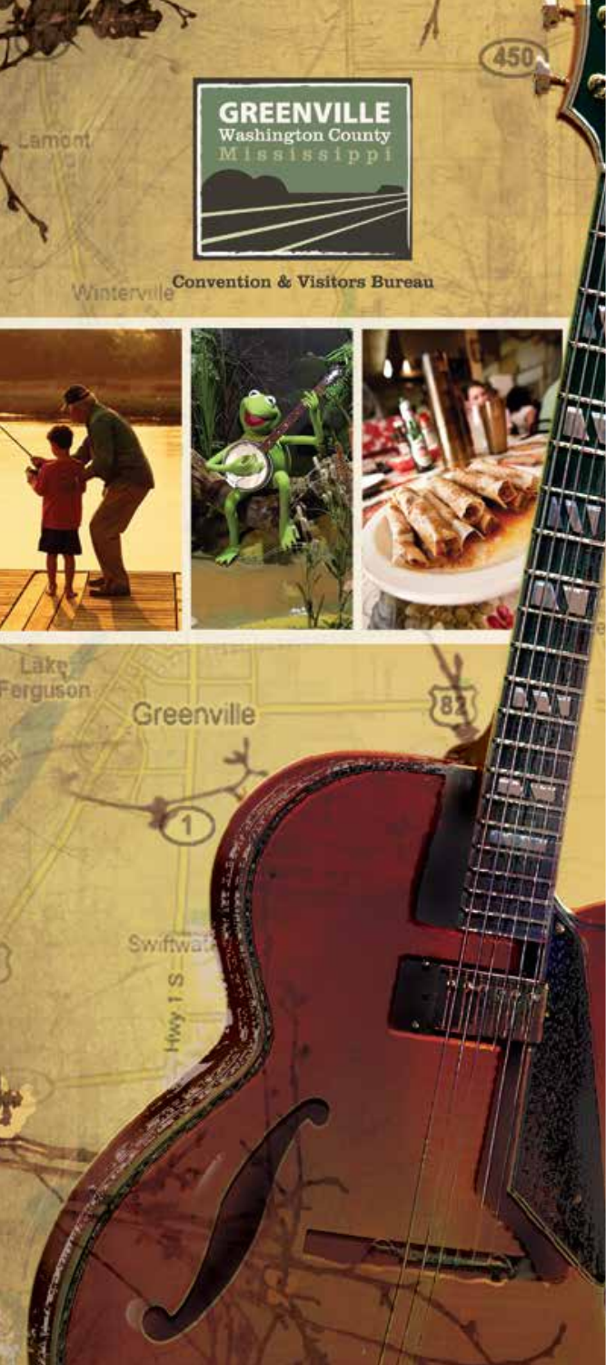# GREENVILLE

Washington County

Mississippi

Convention & Visitors Bureau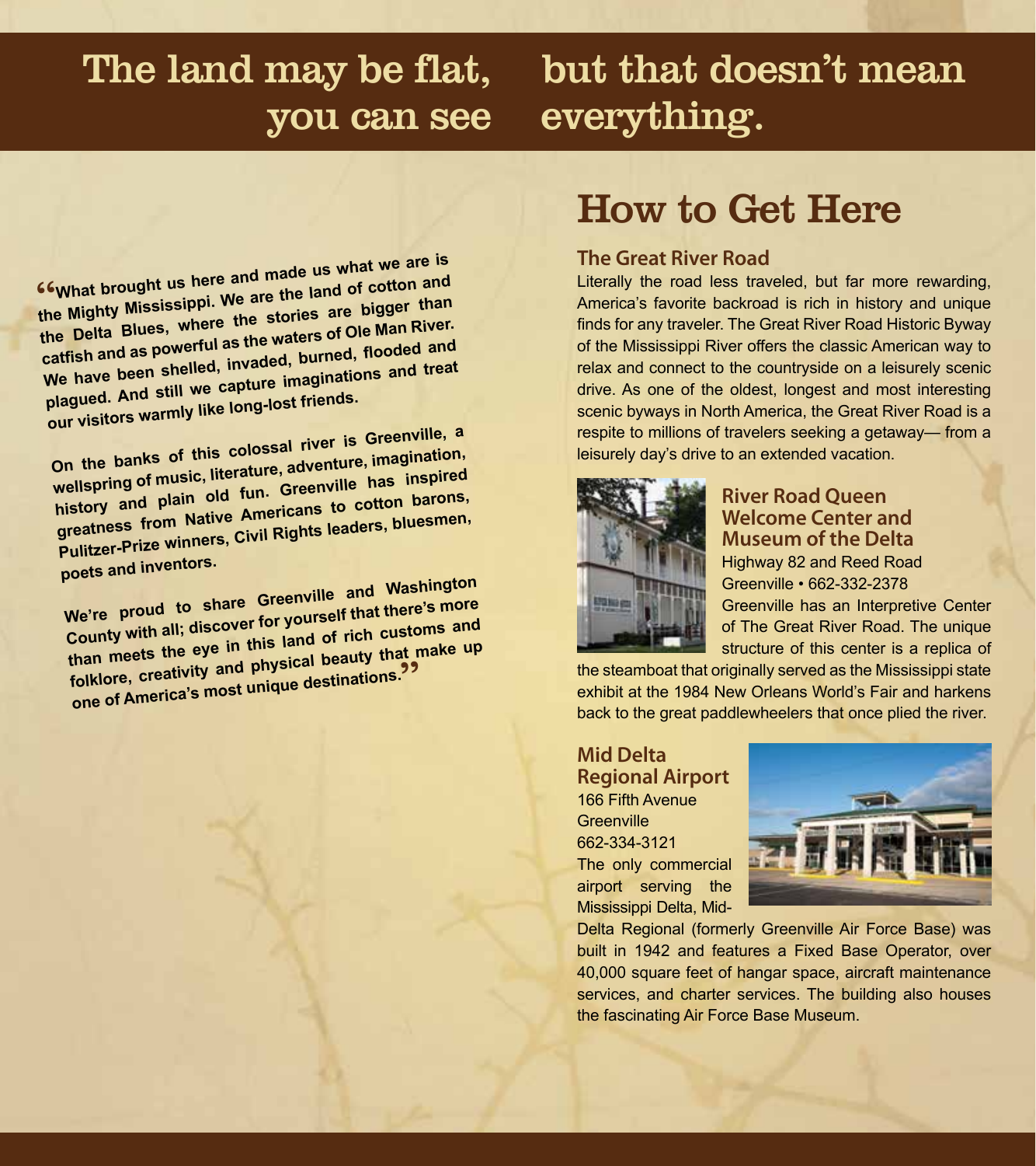# The land may be flat, but that doesn't mean you can see everything.

"What brought us here and made us what we are is the Mighty Mississippi. We are the land of cotton and the Delta Blues, where the stories are bigger than catfish and as powerful as the waters of Ole Man River. We have been shelled, invaded, burned, flooded and plagued. And still we capture imaginations and treat our visitors warmly like long-lost friends.

On the banks of this colossal river is Greenville, a wellspring of music, literature, adventure, imagination, history and plain old fun. Greenville has inspired greatness from Native Americans to cotton barons, Pulitzer-Prize winners, Civil Rights leaders, bluesmen, poets and inventors.

We're proud to share Greenville and Washington County with all; discover for yourself that there's more than meets the eye in this land of rich customs and folklore, creativity and physical beauty that make up one of America's most unique destinations."

## How to Get Here

### The Great River Road

Literally the road less traveled, but far more rewarding, America's favorite backroad is rich in history and unique finds for any traveler. The Great River Road Historic Byway of the Mississippi River offers the classic American way to relax and connect to the countryside on a leisurely scenic drive. As one of the oldest, longest and most interesting scenic byways in North America, the Great River Road is a respite to millions of travelers seeking a getaway— from a leisurely day's drive to an extended vacation.

### River Road Queen Welcome Center and Museum of the Delta

Highway 82 and Reed Road
Greenville • 662-332-2378

Greenville has an Interpretive Center of The Great River Road. The unique structure of this center is a replica of the steamboat that originally served as the Mississippi state exhibit at the 1984 New Orleans World's Fair and harkens back to the great paddlewheelers that once plied the river.

### Mid Delta Regional Airport

166 Fifth Avenue
Greenville
662-334-3121

The only commercial airport serving the Mississippi Delta, Mid-Delta Regional (formerly Greenville Air Force Base) was built in 1942 and features a Fixed Base Operator, over 40,000 square feet of hangar space, aircraft maintenance services, and charter services. The building also houses the fascinating Air Force Base Museum.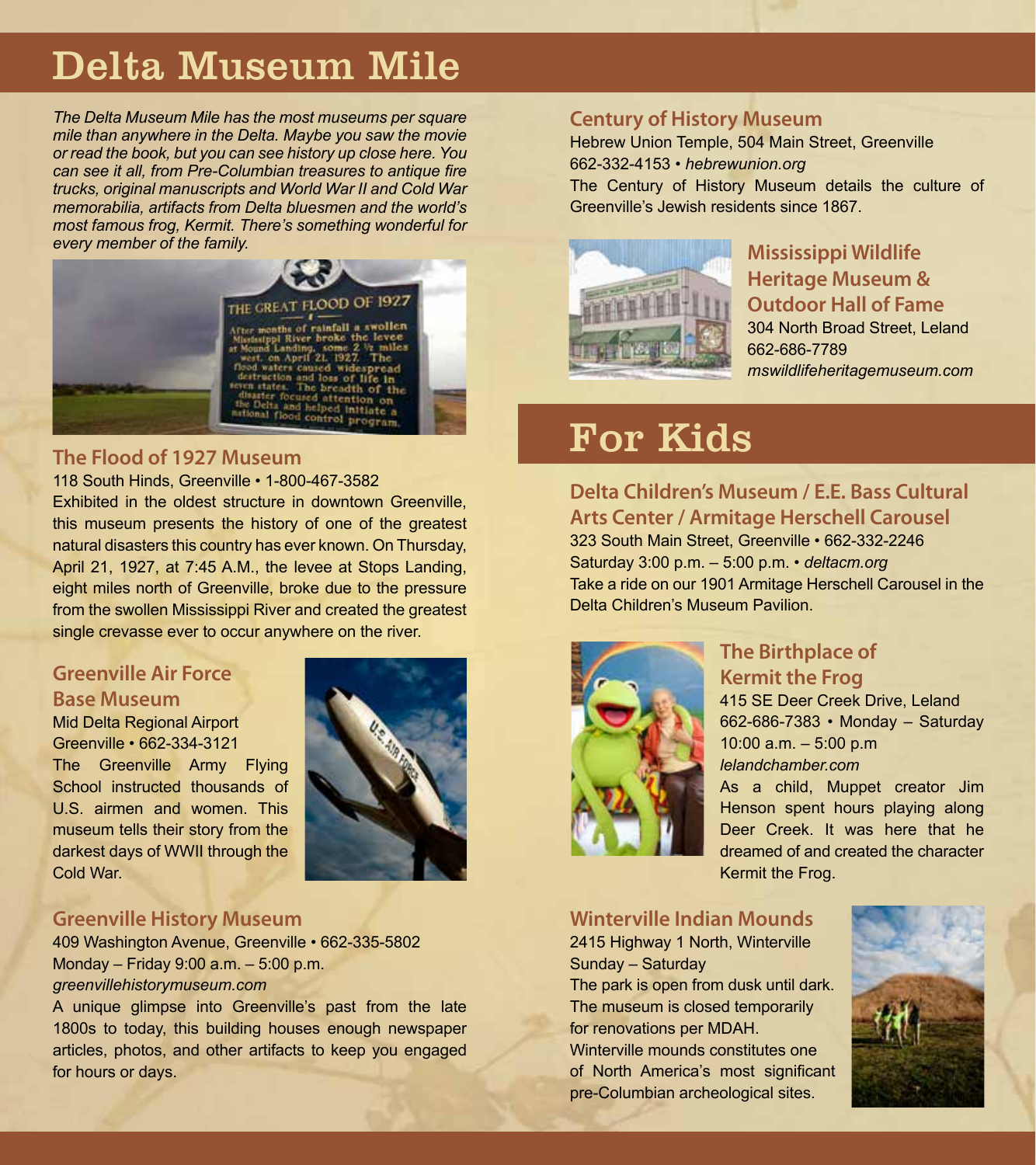# Delta Museum Mile

*The Delta Museum Mile has the most museums per square mile than anywhere in the Delta. Maybe you saw the movie or read the book, but you can see history up close here. You can see it all, from Pre-Columbian treasures to antique fire trucks, original manuscripts and World War II and Cold War memorabilia, artifacts from Delta bluesmen and the world's most famous frog, Kermit. There's something wonderful for every member of the family.*

### The Flood of 1927 Museum

118 South Hinds, Greenville • 1-800-467-3582

Exhibited in the oldest structure in downtown Greenville, this museum presents the history of one of the greatest natural disasters this country has ever known. On Thursday, April 21, 1927, at 7:45 A.M., the levee at Stops Landing, eight miles north of Greenville, broke due to the pressure from the swollen Mississippi River and created the greatest single crevasse ever to occur anywhere on the river.

### Greenville Air Force Base Museum

Mid Delta Regional Airport
Greenville • 662-334-3121

The Greenville Army Flying School instructed thousands of U.S. airmen and women. This museum tells their story from the darkest days of WWII through the Cold War.

### Greenville History Museum

409 Washington Avenue, Greenville • 662-335-5802
Monday – Friday 9:00 a.m. – 5:00 p.m.
*greenvillehistorymuseum.com*

A unique glimpse into Greenville's past from the late 1800s to today, this building houses enough newspaper articles, photos, and other artifacts to keep you engaged for hours or days.

### Century of History Museum

Hebrew Union Temple, 504 Main Street, Greenville
662-332-4153 • *hebrewunion.org*

The Century of History Museum details the culture of Greenville's Jewish residents since 1867.

### Mississippi Wildlife Heritage Museum & Outdoor Hall of Fame

304 North Broad Street, Leland
662-686-7789
*mswildlifeheritagemuseum.com*

# For Kids

### Delta Children's Museum / E.E. Bass Cultural Arts Center / Armitage Herschell Carousel

323 South Main Street, Greenville • 662-332-2246
Saturday 3:00 p.m. – 5:00 p.m. • *deltacm.org*

Take a ride on our 1901 Armitage Herschell Carousel in the Delta Children's Museum Pavilion.

### The Birthplace of Kermit the Frog

415 SE Deer Creek Drive, Leland
662-686-7383 • Monday – Saturday 10:00 a.m. – 5:00 p.m
*lelandchamber.com*

As a child, Muppet creator Jim Henson spent hours playing along Deer Creek. It was here that he dreamed of and created the character Kermit the Frog.

### Winterville Indian Mounds

2415 Highway 1 North, Winterville
Sunday – Saturday

The park is open from dusk until dark. The museum is closed temporarily for renovations per MDAH.

Winterville mounds constitutes one of North America's most significant pre-Columbian archeological sites.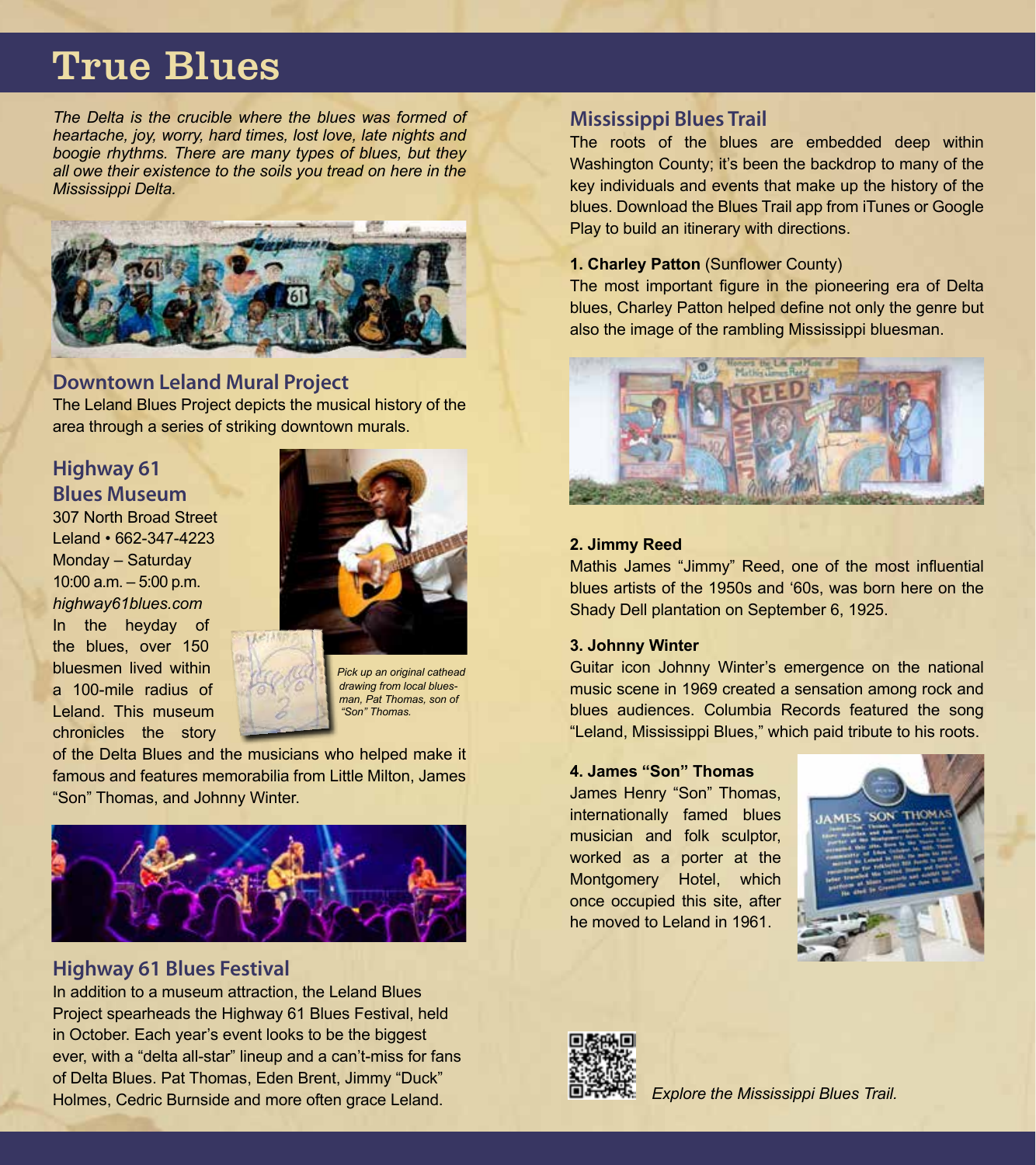# True Blues

*The Delta is the crucible where the blues was formed of heartache, joy, worry, hard times, lost love, late nights and boogie rhythms. There are many types of blues, but they all owe their existence to the soils you tread on here in the Mississippi Delta.*

## Downtown Leland Mural Project

The Leland Blues Project depicts the musical history of the area through a series of striking downtown murals.

## Highway 61 Blues Museum

307 North Broad Street
Leland • 662-347-4223
Monday – Saturday
10:00 a.m. – 5:00 p.m.
*highway61blues.com*

In the heyday of the blues, over 150 bluesmen lived within a 100-mile radius of Leland. This museum chronicles the story of the Delta Blues and the musicians who helped make it famous and features memorabilia from Little Milton, James "Son" Thomas, and Johnny Winter.

*Pick up an original cathead drawing from local bluesman, Pat Thomas, son of "Son" Thomas.*

## Highway 61 Blues Festival

In addition to a museum attraction, the Leland Blues Project spearheads the Highway 61 Blues Festival, held in October. Each year's event looks to be the biggest ever, with a "delta all-star" lineup and a can't-miss for fans of Delta Blues. Pat Thomas, Eden Brent, Jimmy "Duck" Holmes, Cedric Burnside and more often grace Leland.

## Mississippi Blues Trail

The roots of the blues are embedded deep within Washington County; it's been the backdrop to many of the key individuals and events that make up the history of the blues. Download the Blues Trail app from iTunes or Google Play to build an itinerary with directions.

**1. Charley Patton** (Sunflower County)

The most important figure in the pioneering era of Delta blues, Charley Patton helped define not only the genre but also the image of the rambling Mississippi bluesman.

**2. Jimmy Reed**

Mathis James "Jimmy" Reed, one of the most influential blues artists of the 1950s and '60s, was born here on the Shady Dell plantation on September 6, 1925.

**3. Johnny Winter**

Guitar icon Johnny Winter's emergence on the national music scene in 1969 created a sensation among rock and blues audiences. Columbia Records featured the song "Leland, Mississippi Blues," which paid tribute to his roots.

**4. James "Son" Thomas**

James Henry "Son" Thomas, internationally famed blues musician and folk sculptor, worked as a porter at the Montgomery Hotel, which once occupied this site, after he moved to Leland in 1961.

*Explore the Mississippi Blues Trail.*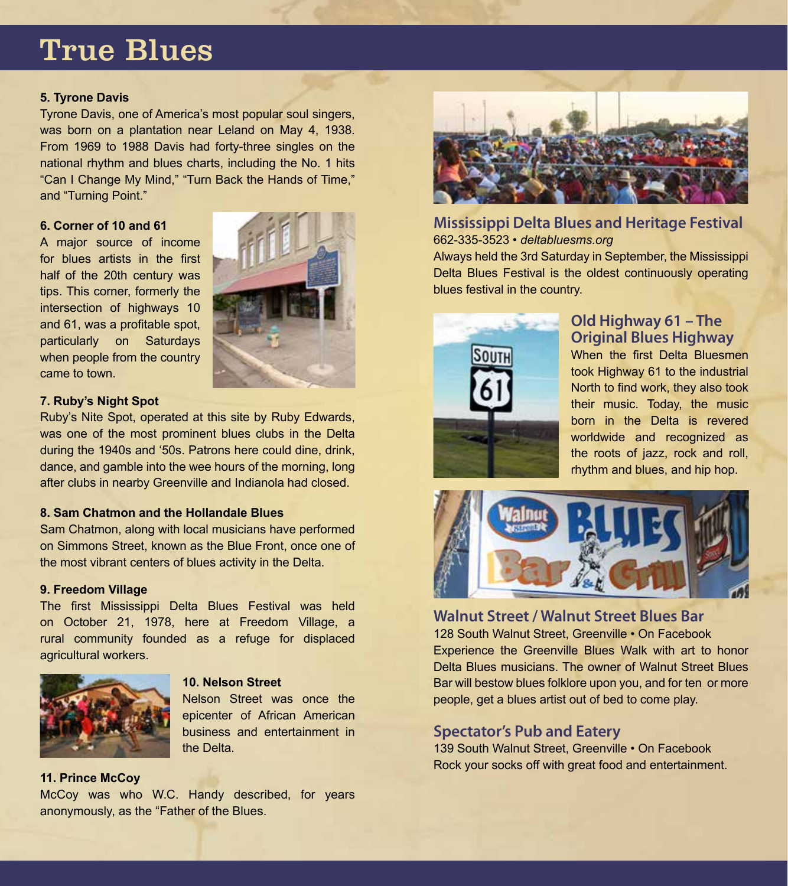# True Blues

**5. Tyrone Davis**

Tyrone Davis, one of America's most popular soul singers, was born on a plantation near Leland on May 4, 1938. From 1969 to 1988 Davis had forty-three singles on the national rhythm and blues charts, including the No. 1 hits "Can I Change My Mind," "Turn Back the Hands of Time," and "Turning Point."

**6. Corner of 10 and 61**

A major source of income for blues artists in the first half of the 20th century was tips. This corner, formerly the intersection of highways 10 and 61, was a profitable spot, particularly on Saturdays when people from the country came to town.

**7. Ruby's Night Spot**

Ruby's Nite Spot, operated at this site by Ruby Edwards, was one of the most prominent blues clubs in the Delta during the 1940s and '50s. Patrons here could dine, drink, dance, and gamble into the wee hours of the morning, long after clubs in nearby Greenville and Indianola had closed.

**8. Sam Chatmon and the Hollandale Blues**

Sam Chatmon, along with local musicians have performed on Simmons Street, known as the Blue Front, once one of the most vibrant centers of blues activity in the Delta.

**9. Freedom Village**

The first Mississippi Delta Blues Festival was held on October 21, 1978, here at Freedom Village, a rural community founded as a refuge for displaced agricultural workers.

**10. Nelson Street**

Nelson Street was once the epicenter of African American business and entertainment in the Delta.

**11. Prince McCoy**

McCoy was who W.C. Handy described, for years anonymously, as the "Father of the Blues.

## Mississippi Delta Blues and Heritage Festival

662-335-3523 • *deltabluesms.org*

Always held the 3rd Saturday in September, the Mississippi Delta Blues Festival is the oldest continuously operating blues festival in the country.

## Old Highway 61 – The Original Blues Highway

When the first Delta Bluesmen took Highway 61 to the industrial North to find work, they also took their music. Today, the music born in the Delta is revered worldwide and recognized as the roots of jazz, rock and roll, rhythm and blues, and hip hop.

## Walnut Street / Walnut Street Blues Bar

128 South Walnut Street, Greenville • On Facebook

Experience the Greenville Blues Walk with art to honor Delta Blues musicians. The owner of Walnut Street Blues Bar will bestow blues folklore upon you, and for ten or more people, get a blues artist out of bed to come play.

## Spectator's Pub and Eatery

139 South Walnut Street, Greenville • On Facebook

Rock your socks off with great food and entertainment.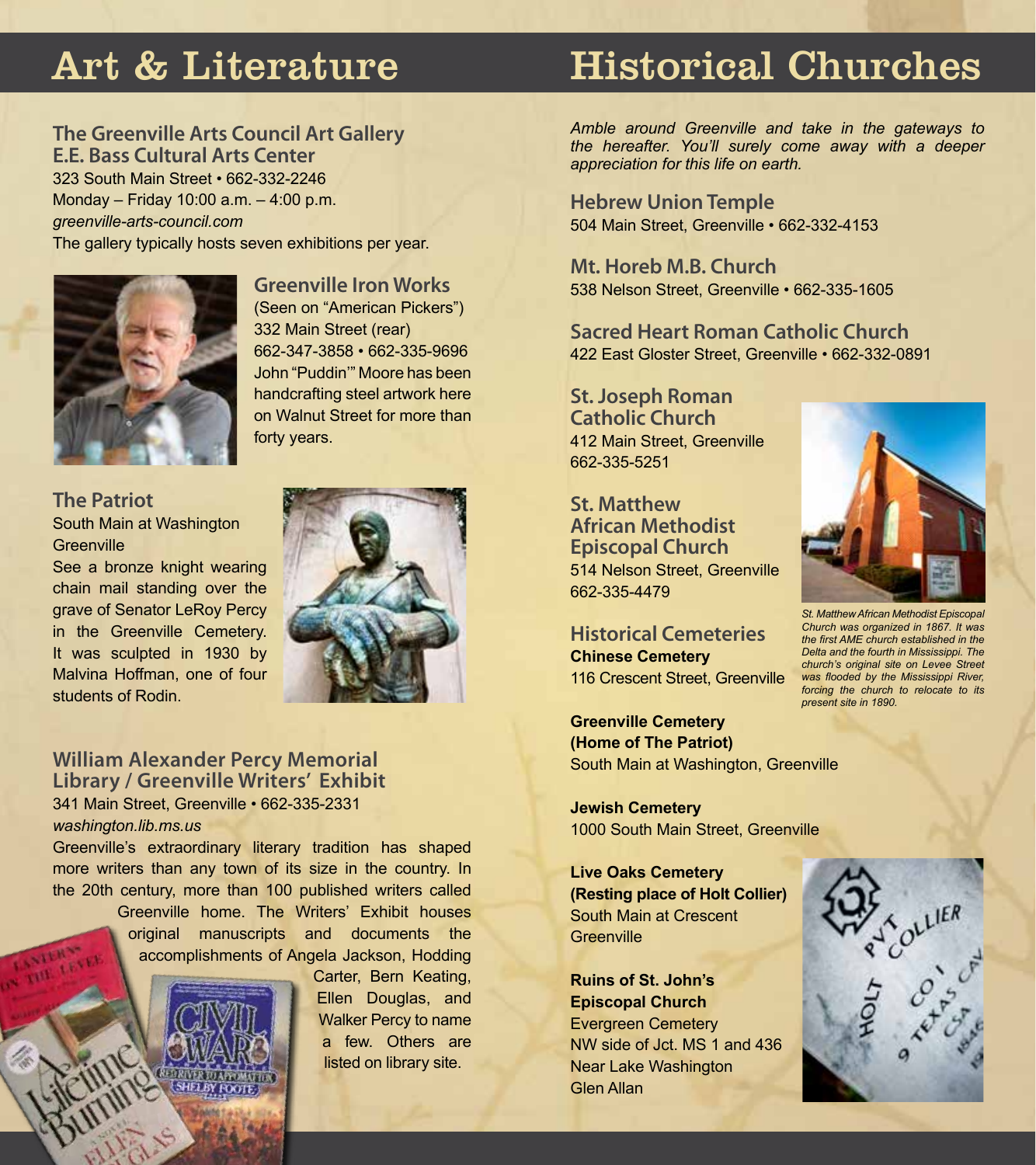# Art & Literature

## The Greenville Arts Council Art Gallery E.E. Bass Cultural Arts Center

323 South Main Street • 662-332-2246
Monday – Friday 10:00 a.m. – 4:00 p.m.
*greenville-arts-council.com*
The gallery typically hosts seven exhibitions per year.

## Greenville Iron Works

(Seen on "American Pickers")
332 Main Street (rear)
662-347-3858 • 662-335-9696
John "Puddin'" Moore has been handcrafting steel artwork here on Walnut Street for more than forty years.

## The Patriot

South Main at Washington
Greenville
See a bronze knight wearing chain mail standing over the grave of Senator LeRoy Percy in the Greenville Cemetery. It was sculpted in 1930 by Malvina Hoffman, one of four students of Rodin.

## William Alexander Percy Memorial Library / Greenville Writers' Exhibit

341 Main Street, Greenville • 662-335-2331
*washington.lib.ms.us*
Greenville's extraordinary literary tradition has shaped more writers than any town of its size in the country. In the 20th century, more than 100 published writers called Greenville home. The Writers' Exhibit houses original manuscripts and documents the accomplishments of Angela Jackson, Hodding Carter, Bern Keating, Ellen Douglas, and Walker Percy to name a few. Others are listed on library site.

# Historical Churches

*Amble around Greenville and take in the gateways to the hereafter. You'll surely come away with a deeper appreciation for this life on earth.*

## Hebrew Union Temple

504 Main Street, Greenville • 662-332-4153

## Mt. Horeb M.B. Church

538 Nelson Street, Greenville • 662-335-1605

## Sacred Heart Roman Catholic Church

422 East Gloster Street, Greenville • 662-332-0891

## St. Joseph Roman Catholic Church

412 Main Street, Greenville
662-335-5251

## St. Matthew African Methodist Episcopal Church

514 Nelson Street, Greenville
662-335-4479

*St. Matthew African Methodist Episcopal Church was organized in 1867. It was the first AME church established in the Delta and the fourth in Mississippi. The church's original site on Levee Street was flooded by the Mississippi River, forcing the church to relocate to its present site in 1890.*

## Historical Cemeteries

**Chinese Cemetery**
116 Crescent Street, Greenville

**Greenville Cemetery (Home of The Patriot)**
South Main at Washington, Greenville

**Jewish Cemetery**
1000 South Main Street, Greenville

**Live Oaks Cemetery (Resting place of Holt Collier)**
South Main at Crescent
Greenville

**Ruins of St. John's Episcopal Church**
Evergreen Cemetery
NW side of Jct. MS 1 and 436
Near Lake Washington
Glen Allan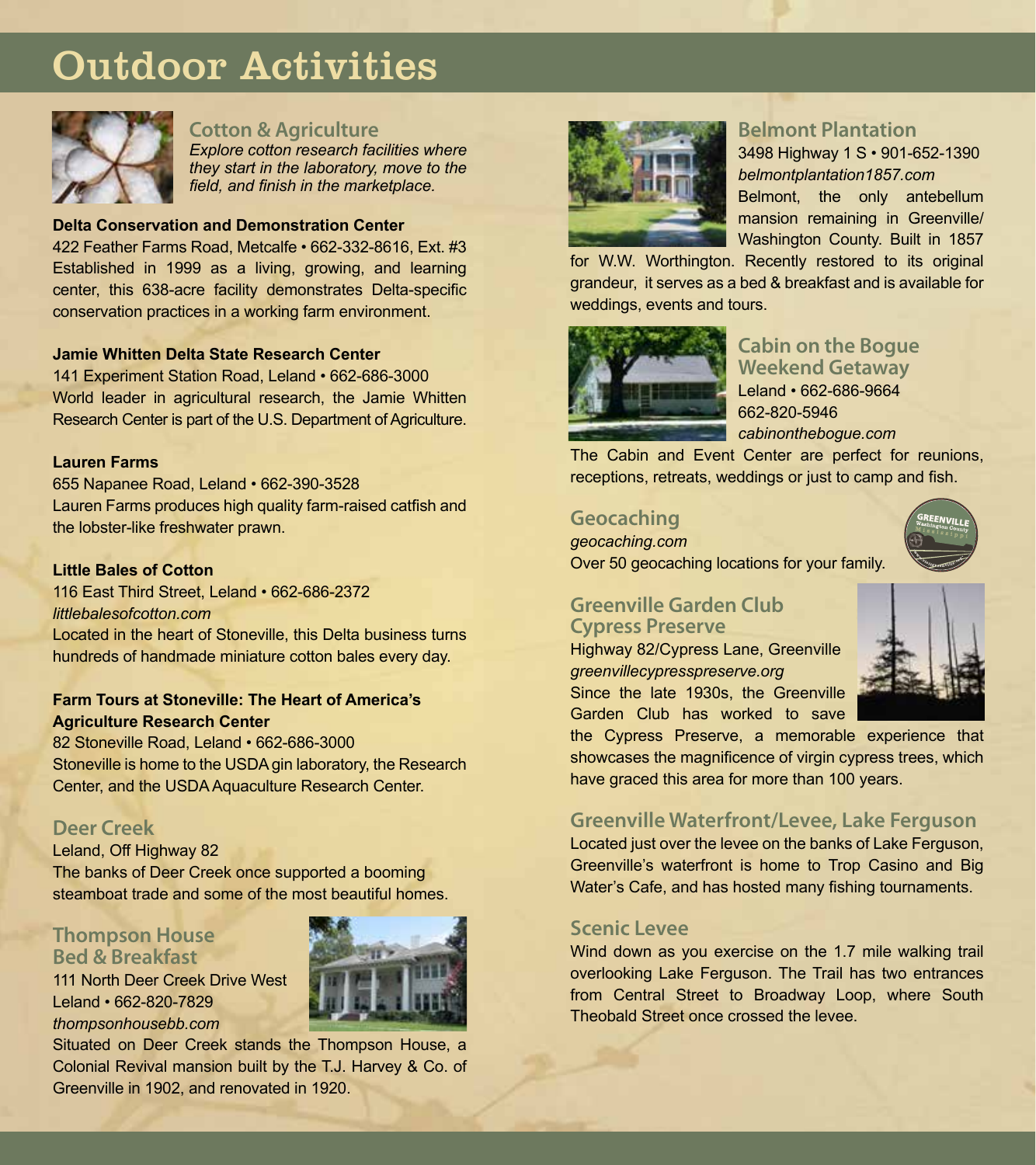# Outdoor Activities

## Cotton & Agriculture

*Explore cotton research facilities where they start in the laboratory, move to the field, and finish in the marketplace.*

**Delta Conservation and Demonstration Center**
422 Feather Farms Road, Metcalfe • 662-332-8616, Ext. #3
Established in 1999 as a living, growing, and learning center, this 638-acre facility demonstrates Delta-specific conservation practices in a working farm environment.

**Jamie Whitten Delta State Research Center**
141 Experiment Station Road, Leland • 662-686-3000
World leader in agricultural research, the Jamie Whitten Research Center is part of the U.S. Department of Agriculture.

**Lauren Farms**
655 Napanee Road, Leland • 662-390-3528
Lauren Farms produces high quality farm-raised catfish and the lobster-like freshwater prawn.

**Little Bales of Cotton**
116 East Third Street, Leland • 662-686-2372
*littlebalesofcotton.com*
Located in the heart of Stoneville, this Delta business turns hundreds of handmade miniature cotton bales every day.

**Farm Tours at Stoneville: The Heart of America's Agriculture Research Center**
82 Stoneville Road, Leland • 662-686-3000
Stoneville is home to the USDA gin laboratory, the Research Center, and the USDA Aquaculture Research Center.

## Deer Creek

Leland, Off Highway 82
The banks of Deer Creek once supported a booming steamboat trade and some of the most beautiful homes.

## Thompson House Bed & Breakfast

111 North Deer Creek Drive West
Leland • 662-820-7829
*thompsonhousebb.com*
Situated on Deer Creek stands the Thompson House, a Colonial Revival mansion built by the T.J. Harvey & Co. of Greenville in 1902, and renovated in 1920.

## Belmont Plantation

3498 Highway 1 S • 901-652-1390
*belmontplantation1857.com*
Belmont, the only antebellum mansion remaining in Greenville/Washington County. Built in 1857 for W.W. Worthington. Recently restored to its original grandeur, it serves as a bed & breakfast and is available for weddings, events and tours.

## Cabin on the Bogue Weekend Getaway

Leland • 662-686-9664
662-820-5946
*cabinonthebogue.com*
The Cabin and Event Center are perfect for reunions, receptions, retreats, weddings or just to camp and fish.

## Geocaching

*geocaching.com*
Over 50 geocaching locations for your family.

## Greenville Garden Club Cypress Preserve

Highway 82/Cypress Lane, Greenville
*greenvillecypresspreserve.org*
Since the late 1930s, the Greenville Garden Club has worked to save the Cypress Preserve, a memorable experience that showcases the magnificence of virgin cypress trees, which have graced this area for more than 100 years.

## Greenville Waterfront/Levee, Lake Ferguson

Located just over the levee on the banks of Lake Ferguson, Greenville's waterfront is home to Trop Casino and Big Water's Cafe, and has hosted many fishing tournaments.

## Scenic Levee

Wind down as you exercise on the 1.7 mile walking trail overlooking Lake Ferguson. The Trail has two entrances from Central Street to Broadway Loop, where South Theobald Street once crossed the levee.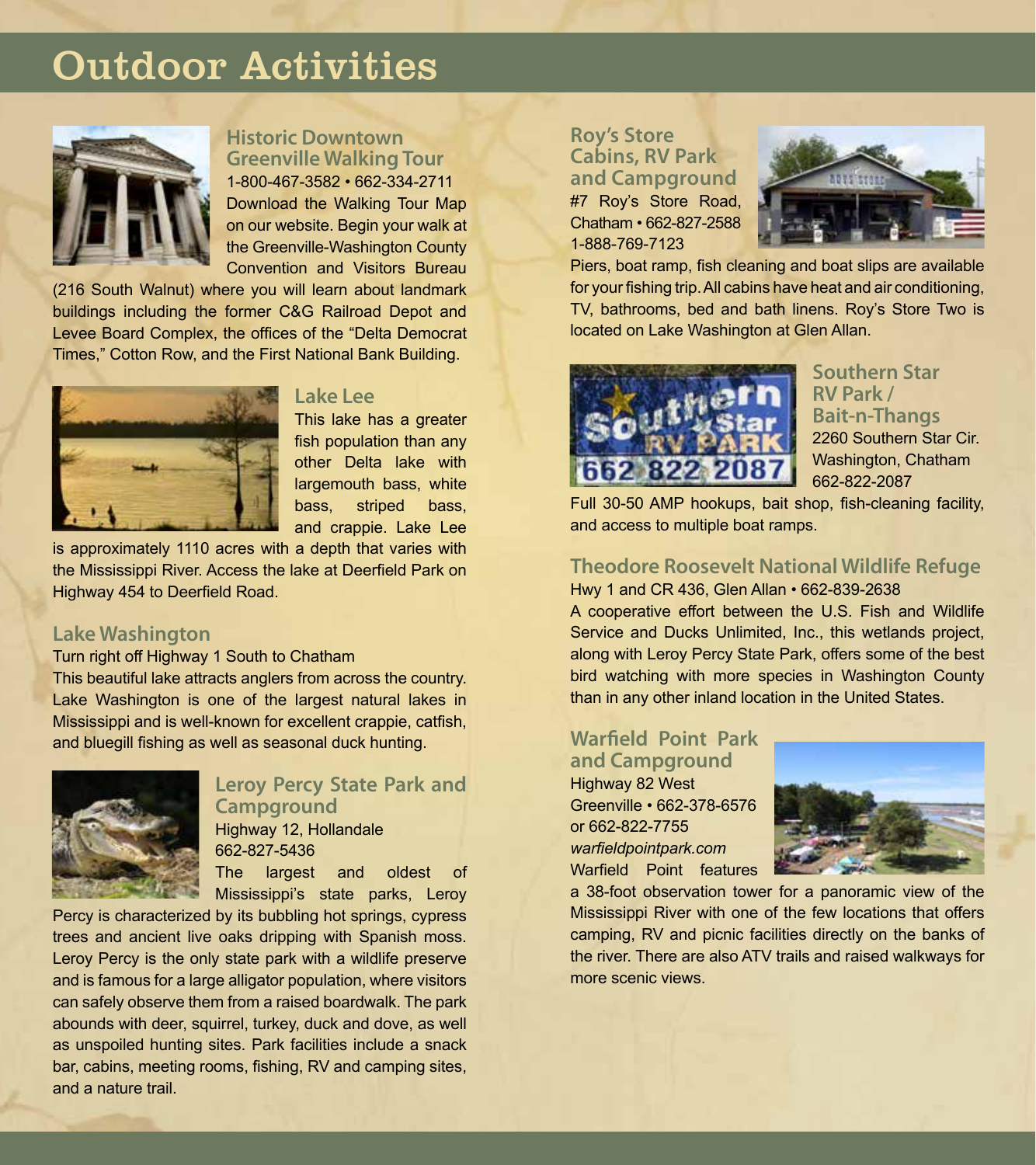# Outdoor Activities

## Historic Downtown Greenville Walking Tour

1-800-467-3582 • 662-334-2711

Download the Walking Tour Map on our website. Begin your walk at the Greenville-Washington County Convention and Visitors Bureau (216 South Walnut) where you will learn about landmark buildings including the former C&G Railroad Depot and Levee Board Complex, the offices of the "Delta Democrat Times," Cotton Row, and the First National Bank Building.

## Lake Lee

This lake has a greater fish population than any other Delta lake with largemouth bass, white bass, striped bass, and crappie. Lake Lee is approximately 1110 acres with a depth that varies with the Mississippi River. Access the lake at Deerfield Park on Highway 454 to Deerfield Road.

## Lake Washington

Turn right off Highway 1 South to Chatham

This beautiful lake attracts anglers from across the country. Lake Washington is one of the largest natural lakes in Mississippi and is well-known for excellent crappie, catfish, and bluegill fishing as well as seasonal duck hunting.

## Leroy Percy State Park and Campground

Highway 12, Hollandale
662-827-5436

The largest and oldest of Mississippi's state parks, Leroy Percy is characterized by its bubbling hot springs, cypress trees and ancient live oaks dripping with Spanish moss. Leroy Percy is the only state park with a wildlife preserve and is famous for a large alligator population, where visitors can safely observe them from a raised boardwalk. The park abounds with deer, squirrel, turkey, duck and dove, as well as unspoiled hunting sites. Park facilities include a snack bar, cabins, meeting rooms, fishing, RV and camping sites, and a nature trail.

## Roy's Store Cabins, RV Park and Campground

#7 Roy's Store Road, Chatham • 662-827-2588
1-888-769-7123

Piers, boat ramp, fish cleaning and boat slips are available for your fishing trip. All cabins have heat and air conditioning, TV, bathrooms, bed and bath linens. Roy's Store Two is located on Lake Washington at Glen Allan.

## Southern Star RV Park / Bait-n-Thangs

2260 Southern Star Cir.
Washington, Chatham
662-822-2087

Full 30-50 AMP hookups, bait shop, fish-cleaning facility, and access to multiple boat ramps.

## Theodore Roosevelt National Wildlife Refuge

Hwy 1 and CR 436, Glen Allan • 662-839-2638

A cooperative effort between the U.S. Fish and Wildlife Service and Ducks Unlimited, Inc., this wetlands project, along with Leroy Percy State Park, offers some of the best bird watching with more species in Washington County than in any other inland location in the United States.

## Warfield Point Park and Campground

Highway 82 West
Greenville • 662-378-6576
or 662-822-7755
*warfieldpointpark.com*

Warfield Point features a 38-foot observation tower for a panoramic view of the Mississippi River with one of the few locations that offers camping, RV and picnic facilities directly on the banks of the river. There are also ATV trails and raised walkways for more scenic views.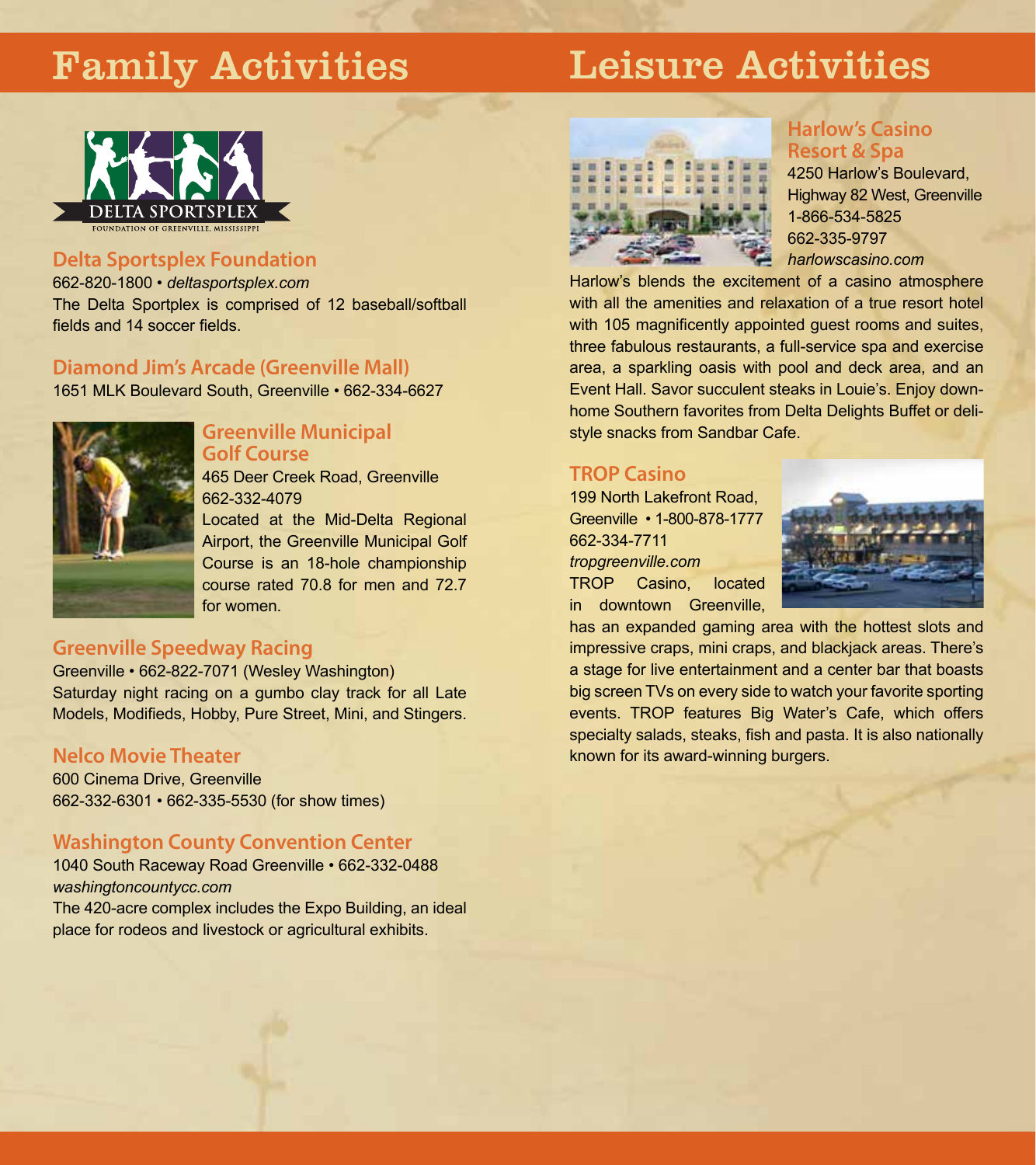# Family Activities

## Delta Sportsplex Foundation

662-820-1800 • *deltasportsplex.com*

The Delta Sportplex is comprised of 12 baseball/softball fields and 14 soccer fields.

## Diamond Jim's Arcade (Greenville Mall)

1651 MLK Boulevard South, Greenville • 662-334-6627

## Greenville Municipal Golf Course

465 Deer Creek Road, Greenville

662-332-4079

Located at the Mid-Delta Regional Airport, the Greenville Municipal Golf Course is an 18-hole championship course rated 70.8 for men and 72.7 for women.

## Greenville Speedway Racing

Greenville • 662-822-7071 (Wesley Washington)

Saturday night racing on a gumbo clay track for all Late Models, Modifieds, Hobby, Pure Street, Mini, and Stingers.

## Nelco Movie Theater

600 Cinema Drive, Greenville

662-332-6301 • 662-335-5530 (for show times)

## Washington County Convention Center

1040 South Raceway Road Greenville • 662-332-0488

*washingtoncountycc.com*

The 420-acre complex includes the Expo Building, an ideal place for rodeos and livestock or agricultural exhibits.

# Leisure Activities

## Harlow's Casino Resort & Spa

4250 Harlow's Boulevard, Highway 82 West, Greenville

1-866-534-5825

662-335-9797

*harlowscasino.com*

Harlow's blends the excitement of a casino atmosphere with all the amenities and relaxation of a true resort hotel with 105 magnificently appointed guest rooms and suites, three fabulous restaurants, a full-service spa and exercise area, a sparkling oasis with pool and deck area, and an Event Hall. Savor succulent steaks in Louie's. Enjoy down-home Southern favorites from Delta Delights Buffet or deli-style snacks from Sandbar Cafe.

## TROP Casino

199 North Lakefront Road, Greenville • 1-800-878-1777

662-334-7711

*tropgreenville.com*

TROP Casino, located in downtown Greenville, has an expanded gaming area with the hottest slots and impressive craps, mini craps, and blackjack areas. There's a stage for live entertainment and a center bar that boasts big screen TVs on every side to watch your favorite sporting events. TROP features Big Water's Cafe, which offers specialty salads, steaks, fish and pasta. It is also nationally known for its award-winning burgers.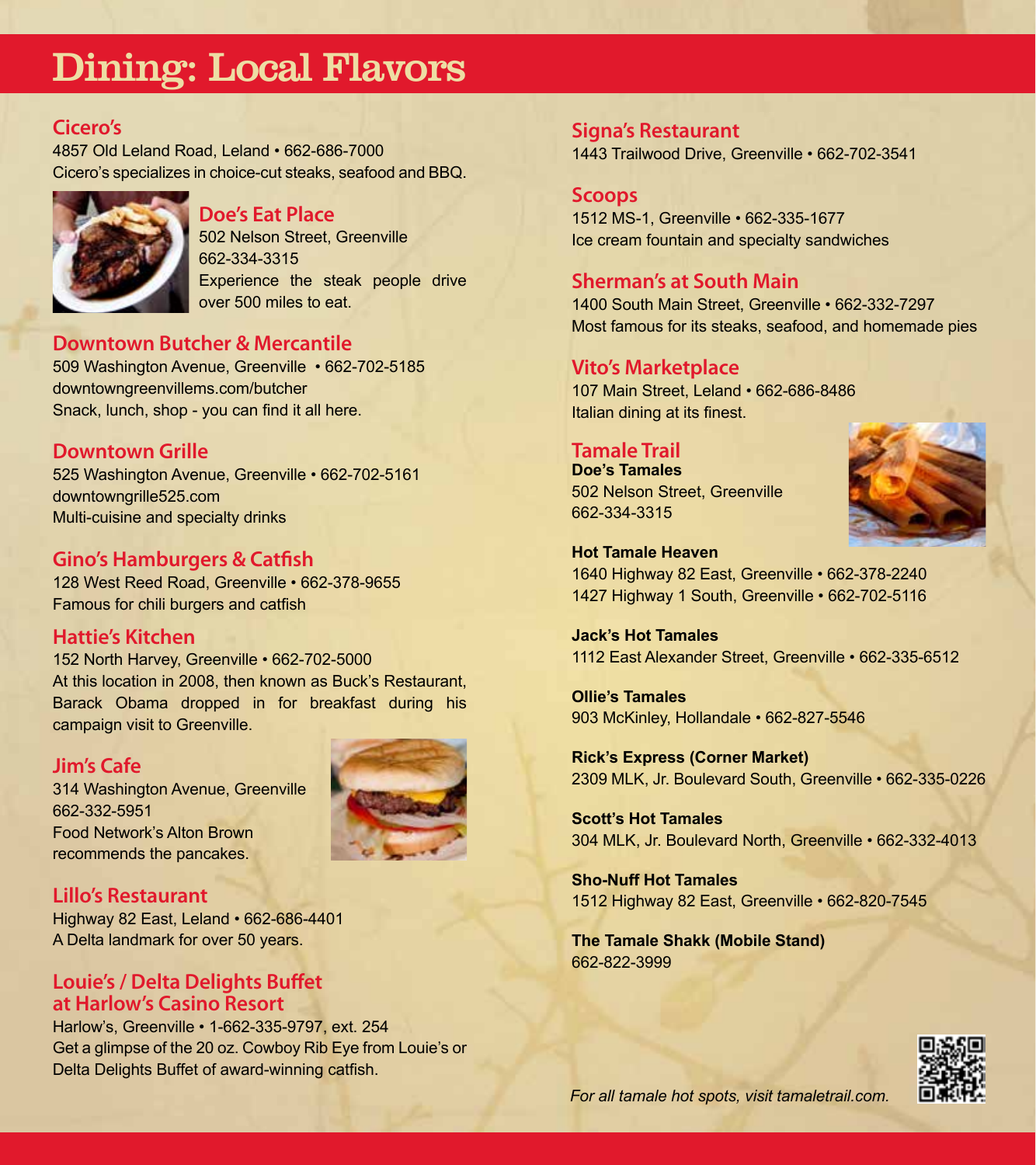# Dining: Local Flavors

## Cicero's

4857 Old Leland Road, Leland • 662-686-7000
Cicero's specializes in choice-cut steaks, seafood and BBQ.

## Doe's Eat Place

502 Nelson Street, Greenville
662-334-3315
Experience the steak people drive over 500 miles to eat.

## Downtown Butcher & Mercantile

509 Washington Avenue, Greenville • 662-702-5185
downtowngreenvillems.com/butcher
Snack, lunch, shop - you can find it all here.

## Downtown Grille

525 Washington Avenue, Greenville • 662-702-5161
downtowngrille525.com
Multi-cuisine and specialty drinks

## Gino's Hamburgers & Catfish

128 West Reed Road, Greenville • 662-378-9655
Famous for chili burgers and catfish

## Hattie's Kitchen

152 North Harvey, Greenville • 662-702-5000
At this location in 2008, then known as Buck's Restaurant, Barack Obama dropped in for breakfast during his campaign visit to Greenville.

## Jim's Cafe

314 Washington Avenue, Greenville
662-332-5951
Food Network's Alton Brown recommends the pancakes.

## Lillo's Restaurant

Highway 82 East, Leland • 662-686-4401
A Delta landmark for over 50 years.

## Louie's / Delta Delights Buffet at Harlow's Casino Resort

Harlow's, Greenville • 1-662-335-9797, ext. 254
Get a glimpse of the 20 oz. Cowboy Rib Eye from Louie's or Delta Delights Buffet of award-winning catfish.

## Signa's Restaurant

1443 Trailwood Drive, Greenville • 662-702-3541

## Scoops

1512 MS-1, Greenville • 662-335-1677
Ice cream fountain and specialty sandwiches

## Sherman's at South Main

1400 South Main Street, Greenville • 662-332-7297
Most famous for its steaks, seafood, and homemade pies

## Vito's Marketplace

107 Main Street, Leland • 662-686-8486
Italian dining at its finest.

## Tamale Trail

**Doe's Tamales**
502 Nelson Street, Greenville
662-334-3315

**Hot Tamale Heaven**
1640 Highway 82 East, Greenville • 662-378-2240
1427 Highway 1 South, Greenville • 662-702-5116

**Jack's Hot Tamales**
1112 East Alexander Street, Greenville • 662-335-6512

**Ollie's Tamales**
903 McKinley, Hollandale • 662-827-5546

**Rick's Express (Corner Market)**
2309 MLK, Jr. Boulevard South, Greenville • 662-335-0226

**Scott's Hot Tamales**
304 MLK, Jr. Boulevard North, Greenville • 662-332-4013

**Sho-Nuff Hot Tamales**
1512 Highway 82 East, Greenville • 662-820-7545

**The Tamale Shakk (Mobile Stand)**
662-822-3999

*For all tamale hot spots, visit tamaletrail.com.*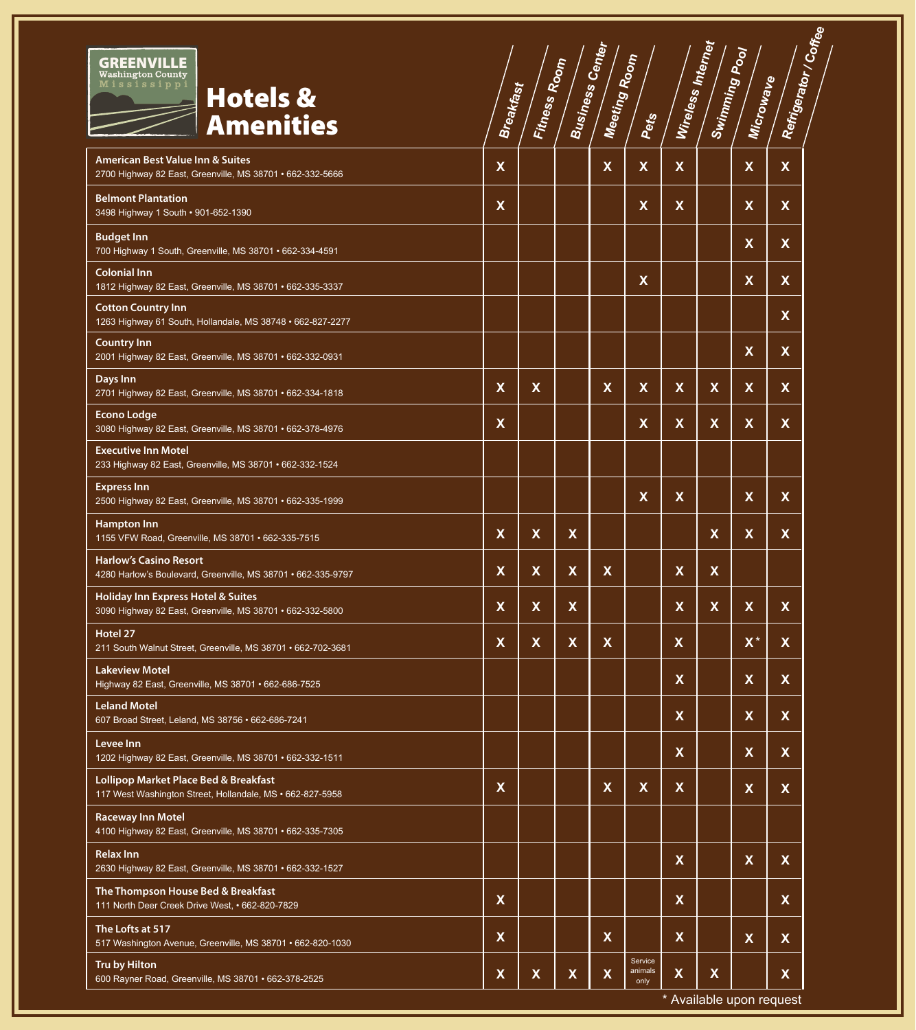GREENVILLE
Washington County
Mississippi

# Hotels & Amenities

| | Breakfast | Fitness Room | Business Center | Meeting Room | Pets | Wireless Internet | Swimming Pool | Microwave | Refrigerator / Coffee |
|---|---|---|---|---|---|---|---|---|---|
| **American Best Value Inn & Suites** 2700 Highway 82 East, Greenville, MS 38701 • 662-332-5666 | X | | | X | X | X | | X | X |
| **Belmont Plantation** 3498 Highway 1 South • 901-652-1390 | X | | | | X | X | | X | X |
| **Budget Inn** 700 Highway 1 South, Greenville, MS 38701 • 662-334-4591 | | | | | | | | X | X |
| **Colonial Inn** 1812 Highway 82 East, Greenville, MS 38701 • 662-335-3337 | | | | | X | | | X | X |
| **Cotton Country Inn** 1263 Highway 61 South, Hollandale, MS 38748 • 662-827-2277 | | | | | | | | | X |
| **Country Inn** 2001 Highway 82 East, Greenville, MS 38701 • 662-332-0931 | | | | | | | | X | X |
| **Days Inn** 2701 Highway 82 East, Greenville, MS 38701 • 662-334-1818 | X | X | | X | X | X | X | X | X |
| **Econo Lodge** 3080 Highway 82 East, Greenville, MS 38701 • 662-378-4976 | X | | | | X | X | X | X | X |
| **Executive Inn Motel** 233 Highway 82 East, Greenville, MS 38701 • 662-332-1524 | | | | | | | | | |
| **Express Inn** 2500 Highway 82 East, Greenville, MS 38701 • 662-335-1999 | | | | | X | X | | X | X |
| **Hampton Inn** 1155 VFW Road, Greenville, MS 38701 • 662-335-7515 | X | X | X | | | | X | X | X |
| **Harlow's Casino Resort** 4280 Harlow's Boulevard, Greenville, MS 38701 • 662-335-9797 | X | X | X | X | | X | X | | |
| **Holiday Inn Express Hotel & Suites** 3090 Highway 82 East, Greenville, MS 38701 • 662-332-5800 | X | X | X | | | X | X | X | X |
| **Hotel 27** 211 South Walnut Street, Greenville, MS 38701 • 662-702-3681 | X | X | X | X | | X | | X* | X |
| **Lakeview Motel** Highway 82 East, Greenville, MS 38701 • 662-686-7525 | | | | | | X | | X | X |
| **Leland Motel** 607 Broad Street, Leland, MS 38756 • 662-686-7241 | | | | | | X | | X | X |
| **Levee Inn** 1202 Highway 82 East, Greenville, MS 38701 • 662-332-1511 | | | | | | X | | X | X |
| **Lollipop Market Place Bed & Breakfast** 117 West Washington Street, Hollandale, MS • 662-827-5958 | X | | | X | X | X | | X | X |
| **Raceway Inn Motel** 4100 Highway 82 East, Greenville, MS 38701 • 662-335-7305 | | | | | | | | | |
| **Relax Inn** 2630 Highway 82 East, Greenville, MS 38701 • 662-332-1527 | | | | | | X | | X | X |
| **The Thompson House Bed & Breakfast** 111 North Deer Creek Drive West, • 662-820-7829 | X | | | | | X | | | X |
| **The Lofts at 517** 517 Washington Avenue, Greenville, MS 38701 • 662-820-1030 | X | | | X | | X | | X | X |
| **Tru by Hilton** 600 Rayner Road, Greenville, MS 38701 • 662-378-2525 | X | X | X | X | Service animals only | X | X | | X |

* Available upon request